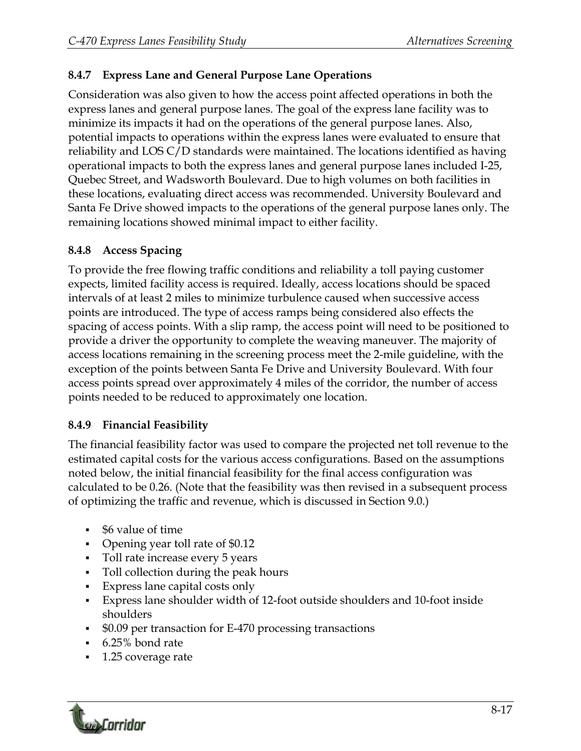### 8.4.7 Express Lane and General Purpose Lane Operations

Consideration was also given to how the access point affected operations in both the express lanes and general purpose lanes. The goal of the express lane facility was to minimize its impacts it had on the operations of the general purpose lanes. Also, potential impacts to operations within the express lanes were evaluated to ensure that reliability and LOS C/D standards were maintained. The locations identified as having operational impacts to both the express lanes and general purpose lanes included I-25, Quebec Street, and Wadsworth Boulevard. Due to high volumes on both facilities in these locations, evaluating direct access was recommended. University Boulevard and Santa Fe Drive showed impacts to the operations of the general purpose lanes only. The remaining locations showed minimal impact to either facility.

### 8.4.8 Access Spacing

To provide the free flowing traffic conditions and reliability a toll paying customer expects, limited facility access is required. Ideally, access locations should be spaced intervals of at least 2 miles to minimize turbulence caused when successive access points are introduced. The type of access ramps being considered also effects the spacing of access points. With a slip ramp, the access point will need to be positioned to provide a driver the opportunity to complete the weaving maneuver. The majority of access locations remaining in the screening process meet the 2-mile guideline, with the exception of the points between Santa Fe Drive and University Boulevard. With four access points spread over approximately 4 miles of the corridor, the number of access points needed to be reduced to approximately one location.

### 8.4.9 Financial Feasibility

The financial feasibility factor was used to compare the projected net toll revenue to the estimated capital costs for the various access configurations. Based on the assumptions noted below, the initial financial feasibility for the final access configuration was calculated to be 0.26. (Note that the feasibility was then revised in a subsequent process of optimizing the traffic and revenue, which is discussed in Section 9.0.)

- $6 value of time
- Opening year toll rate of $0.12
- Toll rate increase every 5 years
- Toll collection during the peak hours
- Express lane capital costs only
- Express lane shoulder width of 12-foot outside shoulders and 10-foot inside shoulders
- $0.09 per transaction for E-470 processing transactions
- 6.25% bond rate
- 1.25 coverage rate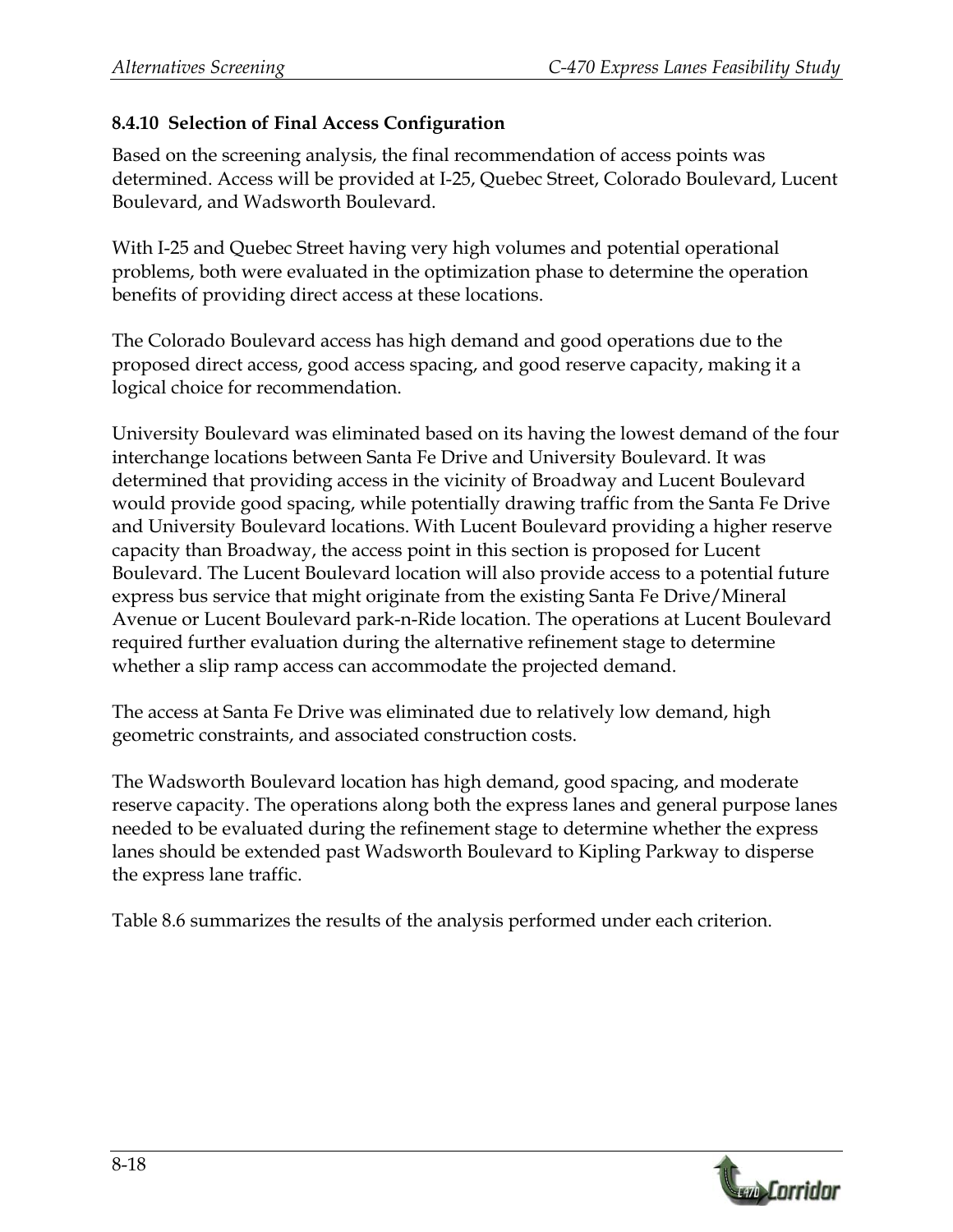### 8.4.10 Selection of Final Access Configuration

Based on the screening analysis, the final recommendation of access points was determined. Access will be provided at I-25, Quebec Street, Colorado Boulevard, Lucent Boulevard, and Wadsworth Boulevard.

With I-25 and Quebec Street having very high volumes and potential operational problems, both were evaluated in the optimization phase to determine the operation benefits of providing direct access at these locations.

The Colorado Boulevard access has high demand and good operations due to the proposed direct access, good access spacing, and good reserve capacity, making it a logical choice for recommendation.

University Boulevard was eliminated based on its having the lowest demand of the four interchange locations between Santa Fe Drive and University Boulevard. It was determined that providing access in the vicinity of Broadway and Lucent Boulevard would provide good spacing, while potentially drawing traffic from the Santa Fe Drive and University Boulevard locations. With Lucent Boulevard providing a higher reserve capacity than Broadway, the access point in this section is proposed for Lucent Boulevard. The Lucent Boulevard location will also provide access to a potential future express bus service that might originate from the existing Santa Fe Drive/Mineral Avenue or Lucent Boulevard park-n-Ride location. The operations at Lucent Boulevard required further evaluation during the alternative refinement stage to determine whether a slip ramp access can accommodate the projected demand.

The access at Santa Fe Drive was eliminated due to relatively low demand, high geometric constraints, and associated construction costs.

The Wadsworth Boulevard location has high demand, good spacing, and moderate reserve capacity. The operations along both the express lanes and general purpose lanes needed to be evaluated during the refinement stage to determine whether the express lanes should be extended past Wadsworth Boulevard to Kipling Parkway to disperse the express lane traffic.

Table 8.6 summarizes the results of the analysis performed under each criterion.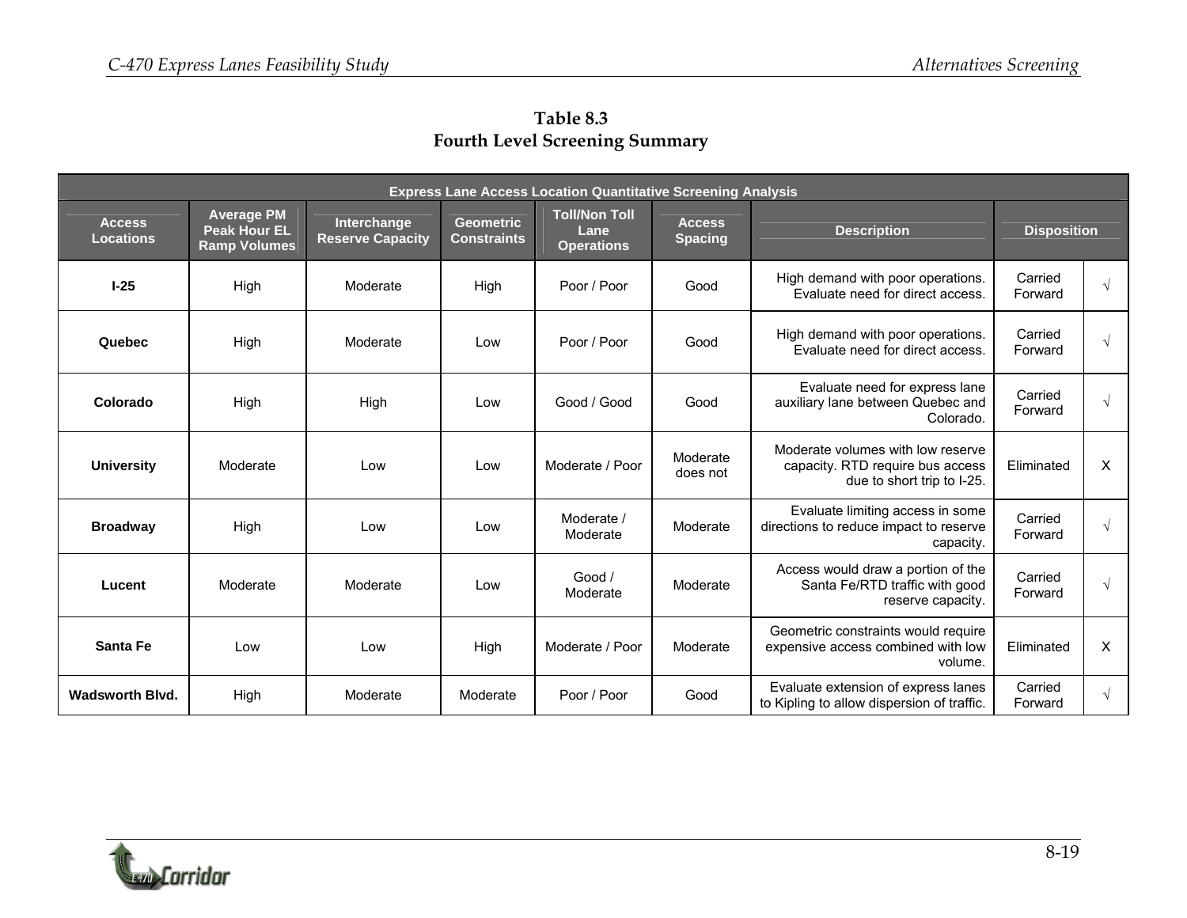**Table 8.3**
**Fourth Level Screening Summary**

| Express Lane Access Location Quantitative Screening Analysis | | | | | | | | |
|---|---|---|---|---|---|---|---|---|
| **Access Locations** | **Average PM Peak Hour EL Ramp Volumes** | **Interchange Reserve Capacity** | **Geometric Constraints** | **Toll/Non Toll Lane Operations** | **Access Spacing** | **Description** | **Disposition** | |
| **I-25** | High | Moderate | High | Poor / Poor | Good | High demand with poor operations. Evaluate need for direct access. | Carried Forward | √ |
| **Quebec** | High | Moderate | Low | Poor / Poor | Good | High demand with poor operations. Evaluate need for direct access. | Carried Forward | √ |
| **Colorado** | High | High | Low | Good / Good | Good | Evaluate need for express lane auxiliary lane between Quebec and Colorado. | Carried Forward | √ |
| **University** | Moderate | Low | Low | Moderate / Poor | Moderate does not | Moderate volumes with low reserve capacity. RTD require bus access due to short trip to I-25. | Eliminated | X |
| **Broadway** | High | Low | Low | Moderate / Moderate | Moderate | Evaluate limiting access in some directions to reduce impact to reserve capacity. | Carried Forward | √ |
| **Lucent** | Moderate | Moderate | Low | Good / Moderate | Moderate | Access would draw a portion of the Santa Fe/RTD traffic with good reserve capacity. | Carried Forward | √ |
| **Santa Fe** | Low | Low | High | Moderate / Poor | Moderate | Geometric constraints would require expensive access combined with low volume. | Eliminated | X |
| **Wadsworth Blvd.** | High | Moderate | Moderate | Poor / Poor | Good | Evaluate extension of express lanes to Kipling to allow dispersion of traffic. | Carried Forward | √ |